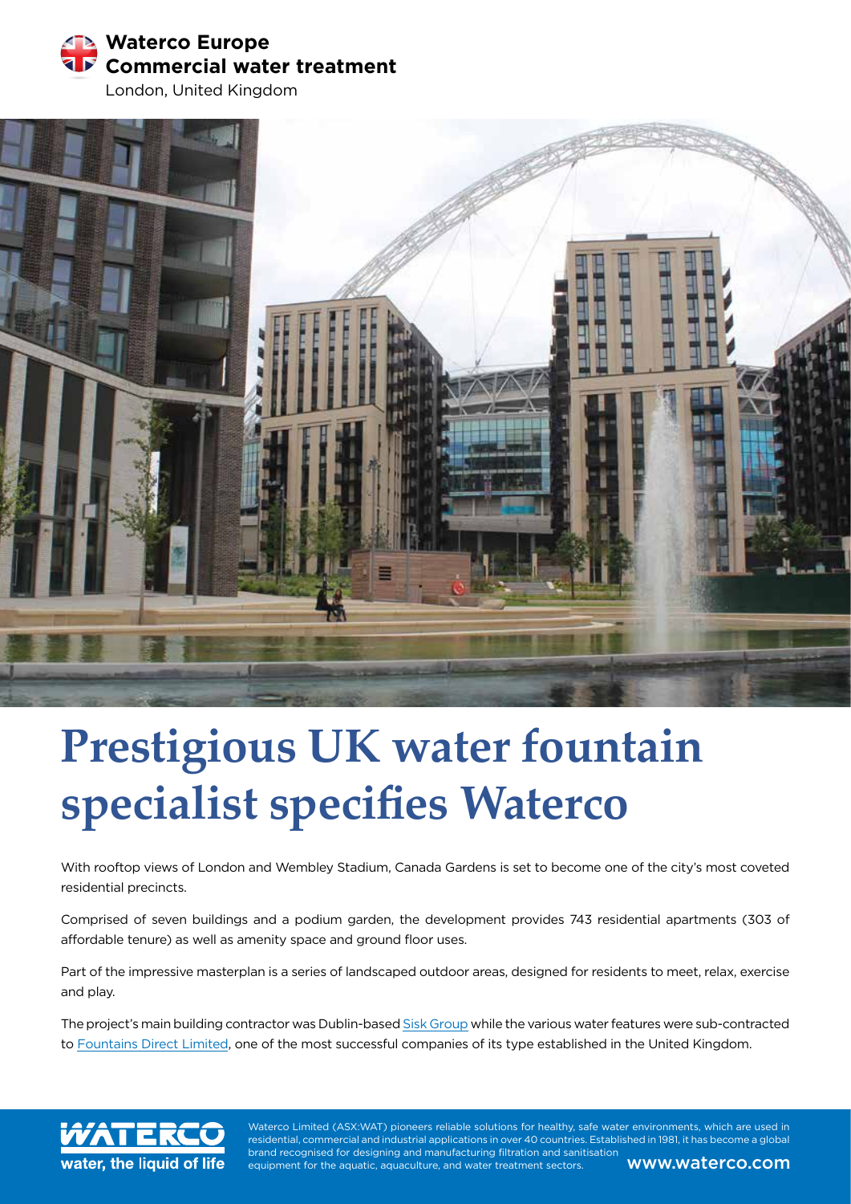**Waterco Europe**
**Commercial water treatment**
London, United Kingdom

# Prestigious UK water fountain specialist specifies Waterco

With rooftop views of London and Wembley Stadium, Canada Gardens is set to become one of the city's most coveted residential precincts.

Comprised of seven buildings and a podium garden, the development provides 743 residential apartments (303 of affordable tenure) as well as amenity space and ground floor uses.

Part of the impressive masterplan is a series of landscaped outdoor areas, designed for residents to meet, relax, exercise and play.

The project's main building contractor was Dublin-based Sisk Group while the various water features were sub-contracted to Fountains Direct Limited, one of the most successful companies of its type established in the United Kingdom.

WATERCO
water, the liquid of life

Waterco Limited (ASX:WAT) pioneers reliable solutions for healthy, safe water environments, which are used in residential, commercial and industrial applications in over 40 countries. Established in 1981, it has become a global brand recognised for designing and manufacturing filtration and sanitisation equipment for the aquatic, aquaculture, and water treatment sectors.

www.waterco.com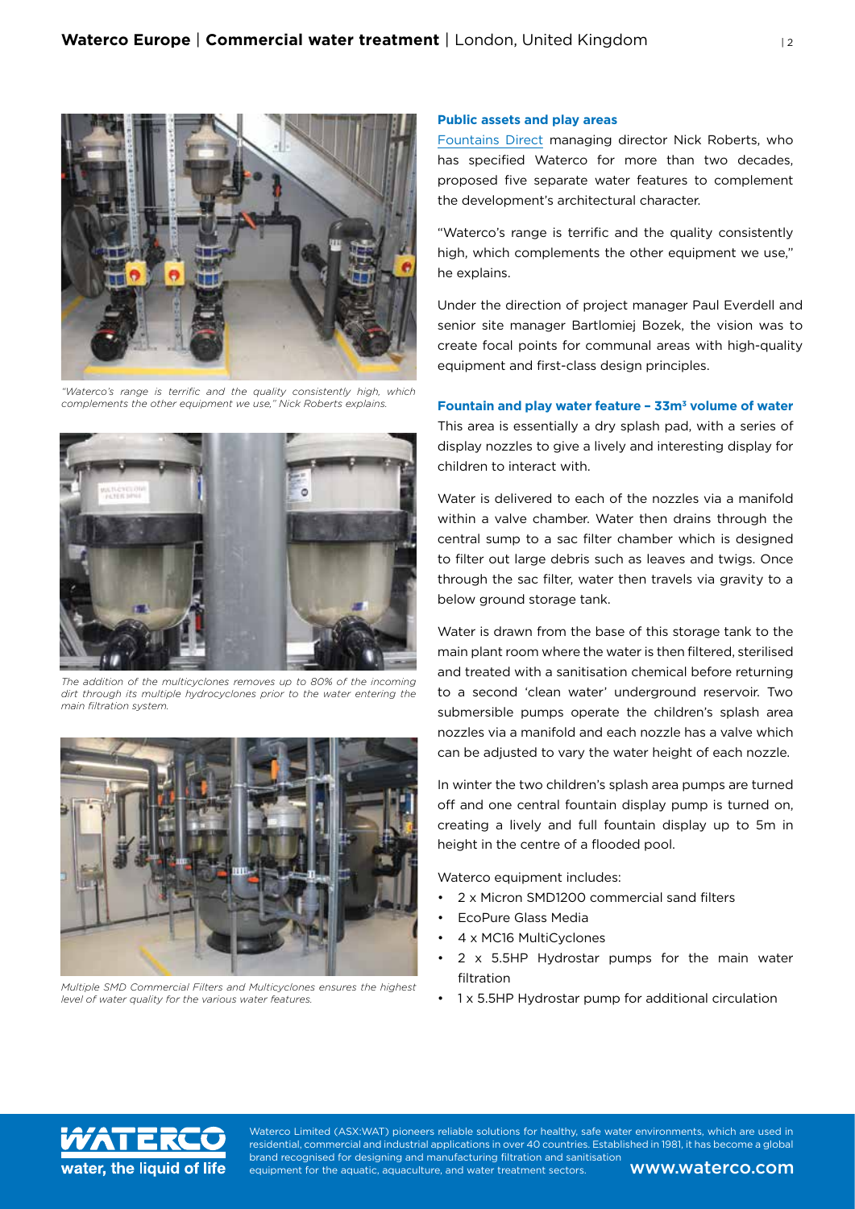*"Waterco's range is terrific and the quality consistently high, which complements the other equipment we use," Nick Roberts explains.*

*The addition of the multicyclones removes up to 80% of the incoming dirt through its multiple hydrocyclones prior to the water entering the main filtration system.*

*Multiple SMD Commercial Filters and Multicyclones ensures the highest level of water quality for the various water features.*

### Public assets and play areas

Fountains Direct managing director Nick Roberts, who has specified Waterco for more than two decades, proposed five separate water features to complement the development's architectural character.

"Waterco's range is terrific and the quality consistently high, which complements the other equipment we use," he explains.

Under the direction of project manager Paul Everdell and senior site manager Bartlomiej Bozek, the vision was to create focal points for communal areas with high-quality equipment and first-class design principles.

### Fountain and play water feature – 33m$^3$ volume of water

This area is essentially a dry splash pad, with a series of display nozzles to give a lively and interesting display for children to interact with.

Water is delivered to each of the nozzles via a manifold within a valve chamber. Water then drains through the central sump to a sac filter chamber which is designed to filter out large debris such as leaves and twigs. Once through the sac filter, water then travels via gravity to a below ground storage tank.

Water is drawn from the base of this storage tank to the main plant room where the water is then filtered, sterilised and treated with a sanitisation chemical before returning to a second 'clean water' underground reservoir. Two submersible pumps operate the children's splash area nozzles via a manifold and each nozzle has a valve which can be adjusted to vary the water height of each nozzle.

In winter the two children's splash area pumps are turned off and one central fountain display pump is turned on, creating a lively and full fountain display up to 5m in height in the centre of a flooded pool.

Waterco equipment includes:

- 2 x Micron SMD1200 commercial sand filters
- EcoPure Glass Media
- 4 x MC16 MultiCyclones
- 2 x 5.5HP Hydrostar pumps for the main water filtration
- 1 x 5.5HP Hydrostar pump for additional circulation

Waterco Limited (ASX:WAT) pioneers reliable solutions for healthy, safe water environments, which are used in residential, commercial and industrial applications in over 40 countries. Established in 1981, it has become a global brand recognised for designing and manufacturing filtration and sanitisation equipment for the aquatic, aquaculture, and water treatment sectors.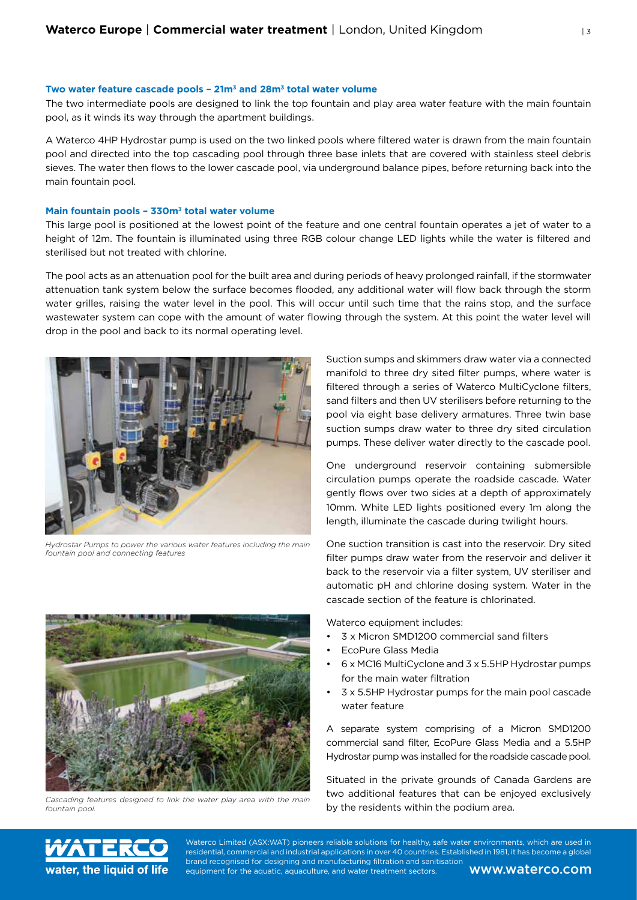#### Two water feature cascade pools – 21m³ and 28m³ total water volume

The two intermediate pools are designed to link the top fountain and play area water feature with the main fountain pool, as it winds its way through the apartment buildings.

A Waterco 4HP Hydrostar pump is used on the two linked pools where filtered water is drawn from the main fountain pool and directed into the top cascading pool through three base inlets that are covered with stainless steel debris sieves. The water then flows to the lower cascade pool, via underground balance pipes, before returning back into the main fountain pool.

#### Main fountain pools – 330m³ total water volume

This large pool is positioned at the lowest point of the feature and one central fountain operates a jet of water to a height of 12m. The fountain is illuminated using three RGB colour change LED lights while the water is filtered and sterilised but not treated with chlorine.

The pool acts as an attenuation pool for the built area and during periods of heavy prolonged rainfall, if the stormwater attenuation tank system below the surface becomes flooded, any additional water will flow back through the storm water grilles, raising the water level in the pool. This will occur until such time that the rains stop, and the surface wastewater system can cope with the amount of water flowing through the system. At this point the water level will drop in the pool and back to its normal operating level.

*Hydrostar Pumps to power the various water features including the main fountain pool and connecting features*

*Cascading features designed to link the water play area with the main fountain pool.*

Suction sumps and skimmers draw water via a connected manifold to three dry sited filter pumps, where water is filtered through a series of Waterco MultiCyclone filters, sand filters and then UV sterilisers before returning to the pool via eight base delivery armatures. Three twin base suction sumps draw water to three dry sited circulation pumps. These deliver water directly to the cascade pool.

One underground reservoir containing submersible circulation pumps operate the roadside cascade. Water gently flows over two sides at a depth of approximately 10mm. White LED lights positioned every 1m along the length, illuminate the cascade during twilight hours.

One suction transition is cast into the reservoir. Dry sited filter pumps draw water from the reservoir and deliver it back to the reservoir via a filter system, UV steriliser and automatic pH and chlorine dosing system. Water in the cascade section of the feature is chlorinated.

Waterco equipment includes:

- 3 x Micron SMD1200 commercial sand filters
- EcoPure Glass Media
- 6 x MC16 MultiCyclone and 3 x 5.5HP Hydrostar pumps for the main water filtration
- 3 x 5.5HP Hydrostar pumps for the main pool cascade water feature

A separate system comprising of a Micron SMD1200 commercial sand filter, EcoPure Glass Media and a 5.5HP Hydrostar pump was installed for the roadside cascade pool.

Situated in the private grounds of Canada Gardens are two additional features that can be enjoyed exclusively by the residents within the podium area.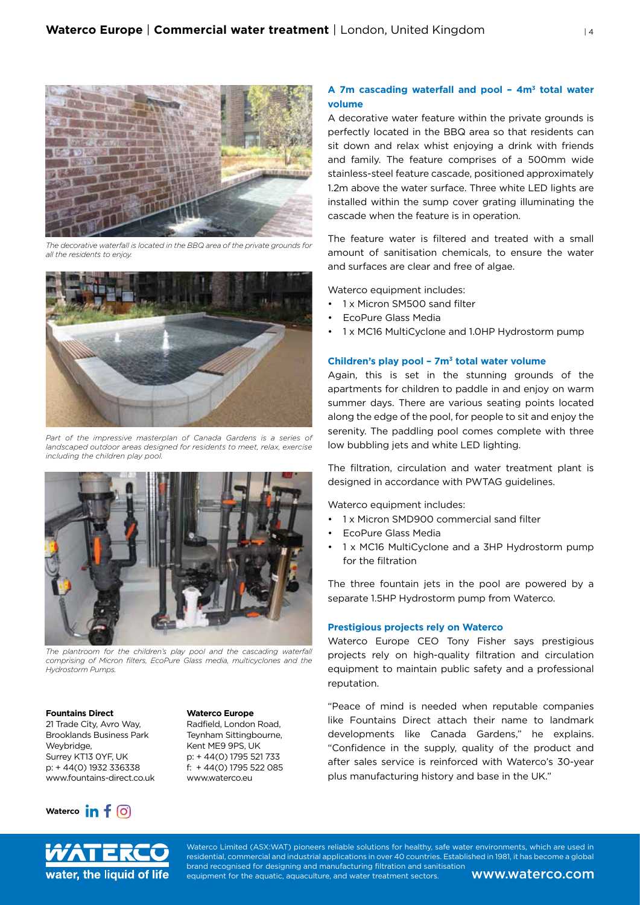*The decorative waterfall is located in the BBQ area of the private grounds for all the residents to enjoy.*

*Part of the impressive masterplan of Canada Gardens is a series of landscaped outdoor areas designed for residents to meet, relax, exercise including the children play pool.*

*The plantroom for the children's play pool and the cascading waterfall comprising of Micron filters, EcoPure Glass media, multicyclones and the Hydrostorm Pumps.*

### A 7m cascading waterfall and pool – 4m³ total water volume

A decorative water feature within the private grounds is perfectly located in the BBQ area so that residents can sit down and relax whist enjoying a drink with friends and family. The feature comprises of a 500mm wide stainless-steel feature cascade, positioned approximately 1.2m above the water surface. Three white LED lights are installed within the sump cover grating illuminating the cascade when the feature is in operation.

The feature water is filtered and treated with a small amount of sanitisation chemicals, to ensure the water and surfaces are clear and free of algae.

Waterco equipment includes:

- 1 x Micron SM500 sand filter
- EcoPure Glass Media
- 1 x MC16 MultiCyclone and 1.0HP Hydrostorm pump

### Children's play pool – 7m³ total water volume

Again, this is set in the stunning grounds of the apartments for children to paddle in and enjoy on warm summer days. There are various seating points located along the edge of the pool, for people to sit and enjoy the serenity. The paddling pool comes complete with three low bubbling jets and white LED lighting.

The filtration, circulation and water treatment plant is designed in accordance with PWTAG guidelines.

Waterco equipment includes:

- 1 x Micron SMD900 commercial sand filter
- EcoPure Glass Media
- 1 x MC16 MultiCyclone and a 3HP Hydrostorm pump for the filtration

The three fountain jets in the pool are powered by a separate 1.5HP Hydrostorm pump from Waterco.

### Prestigious projects rely on Waterco

Waterco Europe CEO Tony Fisher says prestigious projects rely on high-quality filtration and circulation equipment to maintain public safety and a professional reputation.

"Peace of mind is needed when reputable companies like Fountains Direct attach their name to landmark developments like Canada Gardens," he explains. "Confidence in the supply, quality of the product and after sales service is reinforced with Waterco's 30-year plus manufacturing history and base in the UK."

**Fountains Direct**
21 Trade City, Avro Way,
Brooklands Business Park
Weybridge,
Surrey KT13 0YF, UK
p: + 44(0) 1932 336338
www.fountains-direct.co.uk

**Waterco Europe**
Radfield, London Road,
Teynham Sittingbourne,
Kent ME9 9PS, UK
p: + 44(0) 1795 521 733
f: + 44(0) 1795 522 085
www.waterco.eu

Waterco

WATERCO
water, the liquid of life

Waterco Limited (ASX:WAT) pioneers reliable solutions for healthy, safe water environments, which are used in residential, commercial and industrial applications in over 40 countries. Established in 1981, it has become a global brand recognised for designing and manufacturing filtration and sanitisation equipment for the aquatic, aquaculture, and water treatment sectors.

www.waterco.com